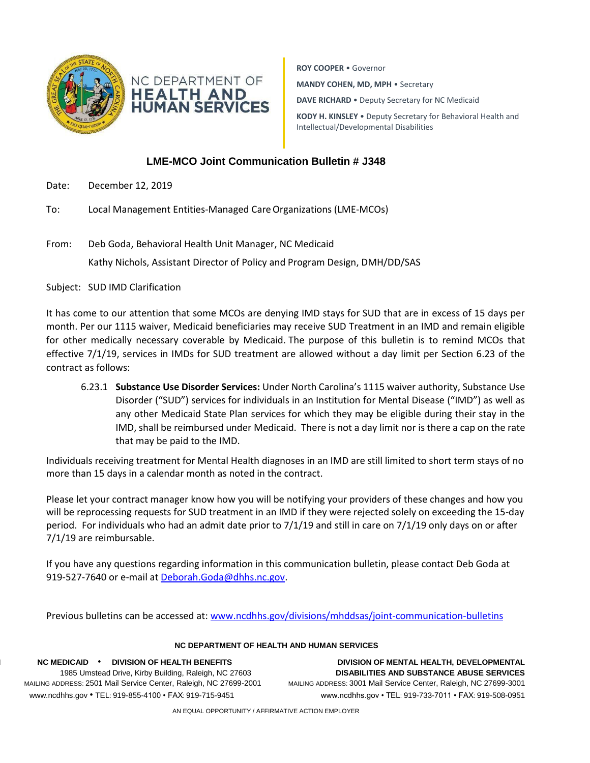NC DEPARTMENT OF **HEALTH AND HUMAN SERVICES**

**ROY COOPER** • Governor

**MANDY COHEN, MD, MPH** • Secretary

**DAVE RICHARD** • Deputy Secretary for NC Medicaid

**KODY H. KINSLEY** • Deputy Secretary for Behavioral Health and Intellectual/Developmental Disabilities

## LME-MCO Joint Communication Bulletin # J348

Date: December 12, 2019

To: Local Management Entities-Managed Care Organizations (LME-MCOs)

From: Deb Goda, Behavioral Health Unit Manager, NC Medicaid

Kathy Nichols, Assistant Director of Policy and Program Design, DMH/DD/SAS

Subject: SUD IMD Clarification

It has come to our attention that some MCOs are denying IMD stays for SUD that are in excess of 15 days per month. Per our 1115 waiver, Medicaid beneficiaries may receive SUD Treatment in an IMD and remain eligible for other medically necessary coverable by Medicaid. The purpose of this bulletin is to remind MCOs that effective 7/1/19, services in IMDs for SUD treatment are allowed without a day limit per Section 6.23 of the contract as follows:

> 6.23.1 **Substance Use Disorder Services:** Under North Carolina's 1115 waiver authority, Substance Use Disorder ("SUD") services for individuals in an Institution for Mental Disease ("IMD") as well as any other Medicaid State Plan services for which they may be eligible during their stay in the IMD, shall be reimbursed under Medicaid. There is not a day limit nor is there a cap on the rate that may be paid to the IMD.

Individuals receiving treatment for Mental Health diagnoses in an IMD are still limited to short term stays of no more than 15 days in a calendar month as noted in the contract.

Please let your contract manager know how you will be notifying your providers of these changes and how you will be reprocessing requests for SUD treatment in an IMD if they were rejected solely on exceeding the 15-day period. For individuals who had an admit date prior to 7/1/19 and still in care on 7/1/19 only days on or after 7/1/19 are reimbursable.

If you have any questions regarding information in this communication bulletin, please contact Deb Goda at 919-527-7640 or e-mail at Deborah.Goda@dhhs.nc.gov.

Previous bulletins can be accessed at: www.ncdhhs.gov/divisions/mhddsas/joint-communication-bulletins

**NC DEPARTMENT OF HEALTH AND HUMAN SERVICES**

**NC MEDICAID • DIVISION OF HEALTH BENEFITS**
1985 Umstead Drive, Kirby Building, Raleigh, NC 27603
MAILING ADDRESS: 2501 Mail Service Center, Raleigh, NC 27699-2001
www.ncdhhs.gov • TEL: 919-855-4100 • FAX: 919-715-9451

**DIVISION OF MENTAL HEALTH, DEVELOPMENTAL DISABILITIES AND SUBSTANCE ABUSE SERVICES**
MAILING ADDRESS: 3001 Mail Service Center, Raleigh, NC 27699-3001
www.ncdhhs.gov • TEL: 919-733-7011 • FAX: 919-508-0951

AN EQUAL OPPORTUNITY / AFFIRMATIVE ACTION EMPLOYER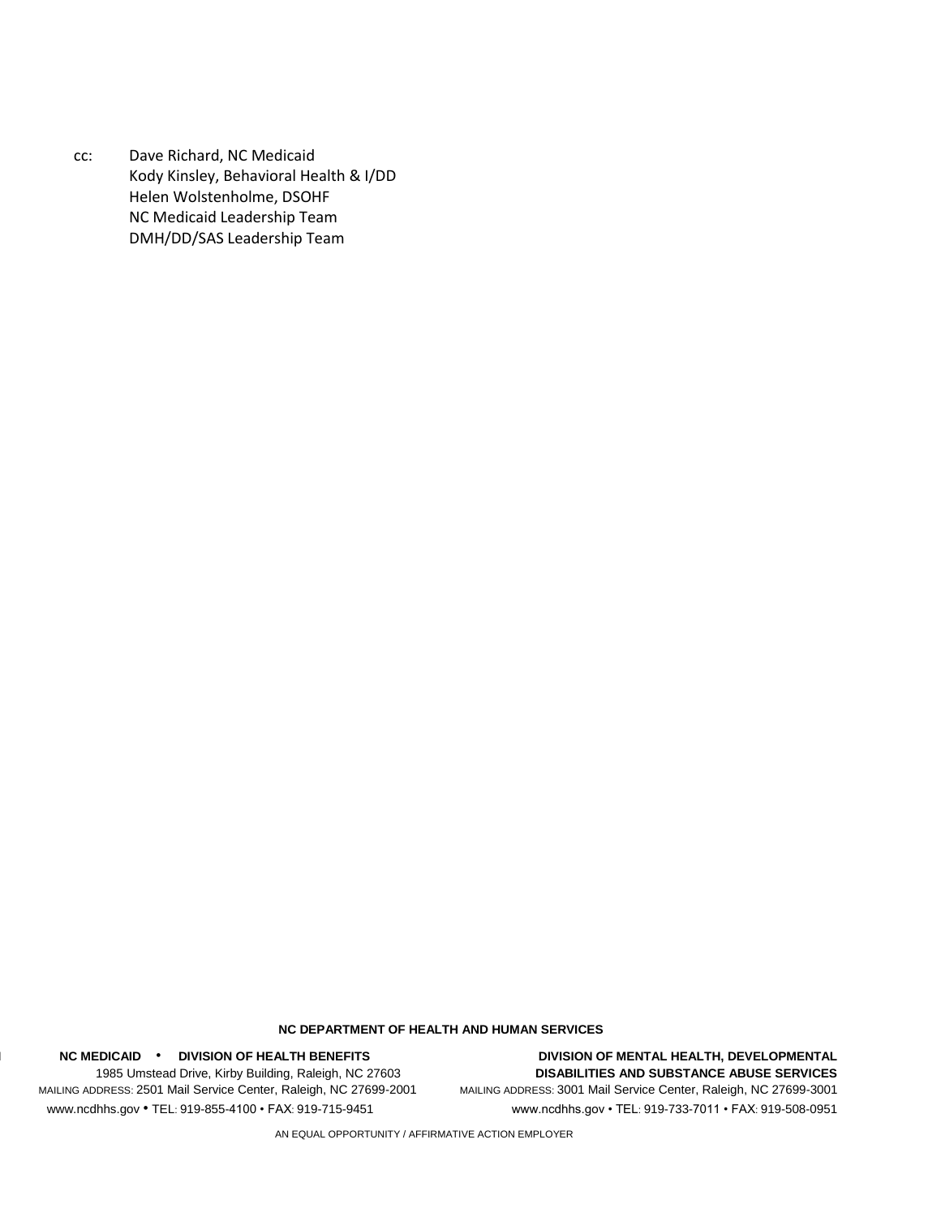cc: Dave Richard, NC Medicaid
Kody Kinsley, Behavioral Health & I/DD
Helen Wolstenholme, DSOHF
NC Medicaid Leadership Team
DMH/DD/SAS Leadership Team

**NC DEPARTMENT OF HEALTH AND HUMAN SERVICES**

**NC MEDICAID • DIVISION OF HEALTH BENEFITS**
1985 Umstead Drive, Kirby Building, Raleigh, NC 27603
MAILING ADDRESS: 2501 Mail Service Center, Raleigh, NC 27699-2001
www.ncdhhs.gov • TEL: 919-855-4100 • FAX: 919-715-9451

**DIVISION OF MENTAL HEALTH, DEVELOPMENTAL DISABILITIES AND SUBSTANCE ABUSE SERVICES**
MAILING ADDRESS: 3001 Mail Service Center, Raleigh, NC 27699-3001
www.ncdhhs.gov • TEL: 919-733-7011 • FAX: 919-508-0951

AN EQUAL OPPORTUNITY / AFFIRMATIVE ACTION EMPLOYER